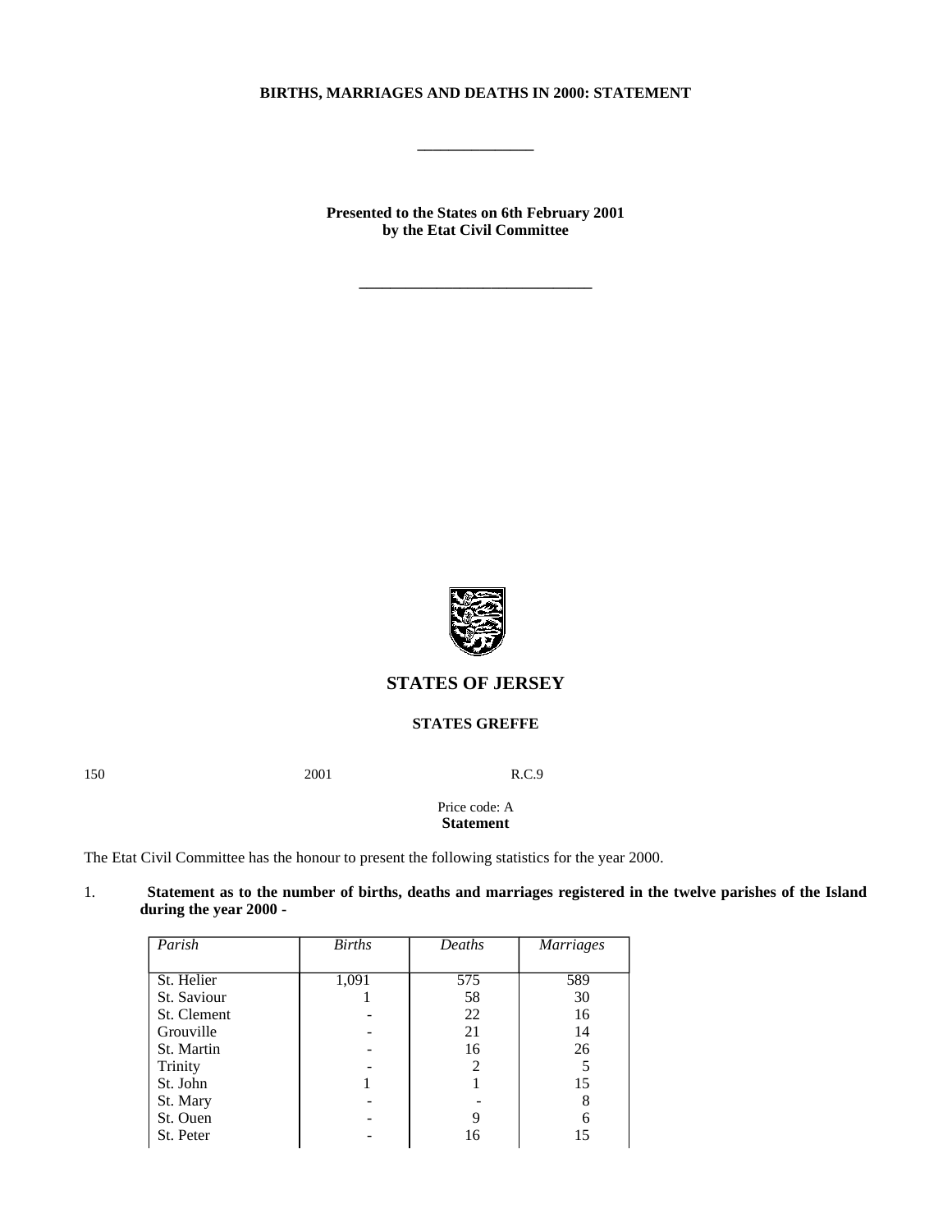**BIRTHS, MARRIAGES AND DEATHS IN 2000: STATEMENT**

---

**Presented to the States on 6th February 2001**
**by the Etat Civil Committee**

---

## STATES OF JERSEY

**STATES GREFFE**

150 2001 R.C.9

Price code: A

**Statement**

The Etat Civil Committee has the honour to present the following statistics for the year 2000.

1. **Statement as to the number of births, deaths and marriages registered in the twelve parishes of the Island during the year 2000 -**

| *Parish* | *Births* | *Deaths* | *Marriages* |
|---|---|---|---|
| St. Helier | 1,091 | 575 | 589 |
| St. Saviour | 1 | 58 | 30 |
| St. Clement | - | 22 | 16 |
| Grouville | - | 21 | 14 |
| St. Martin | - | 16 | 26 |
| Trinity | - | 2 | 5 |
| St. John | 1 | 1 | 15 |
| St. Mary | - | - | 8 |
| St. Ouen | - | 9 | 6 |
| St. Peter | - | 16 | 15 |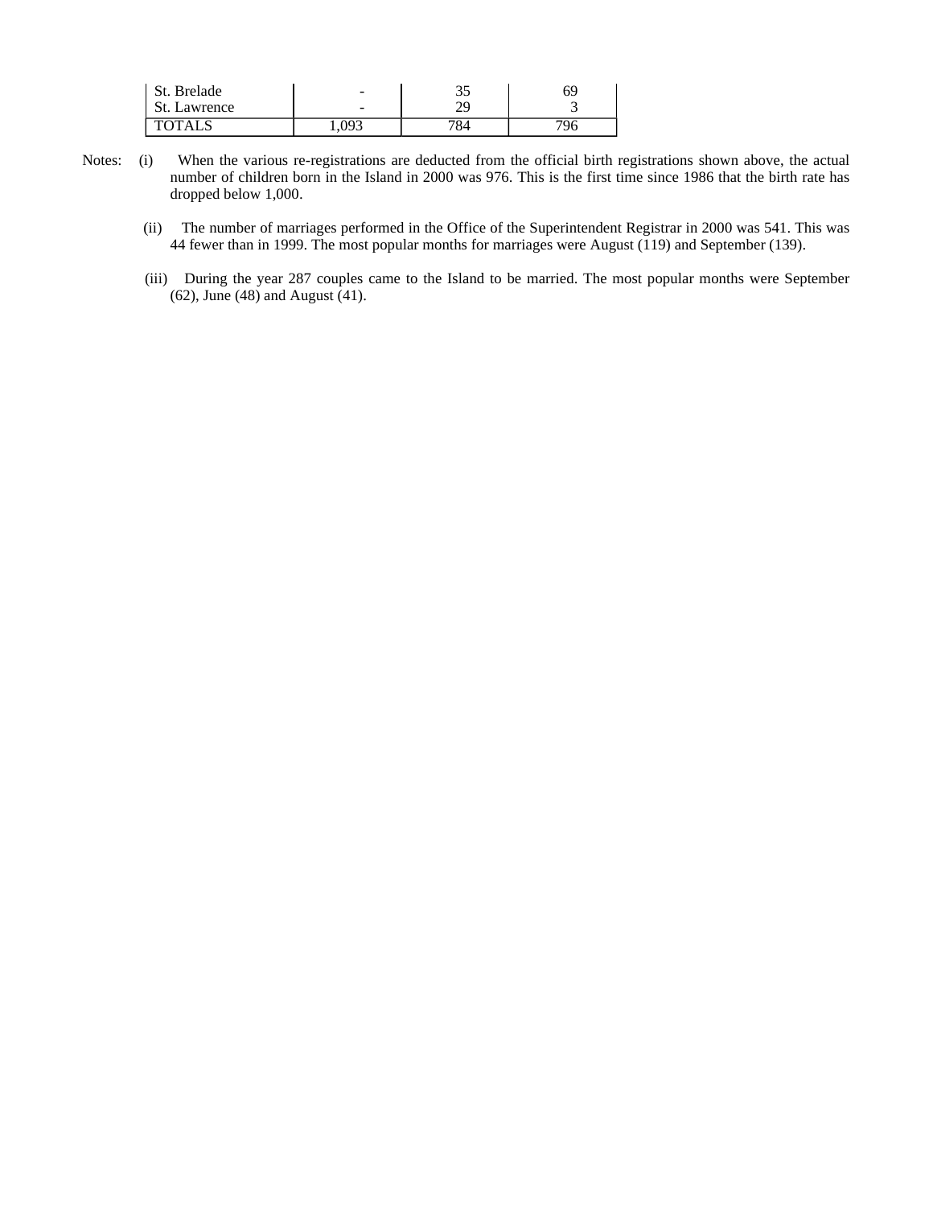| | | | |
|---|---|---|---|
| St. Brelade | - | 35 | 69 |
| St. Lawrence | - | 29 | 3 |
| TOTALS | 1,093 | 784 | 796 |

Notes: (i) When the various re-registrations are deducted from the official birth registrations shown above, the actual number of children born in the Island in 2000 was 976. This is the first time since 1986 that the birth rate has dropped below 1,000.

(ii) The number of marriages performed in the Office of the Superintendent Registrar in 2000 was 541. This was 44 fewer than in 1999. The most popular months for marriages were August (119) and September (139).

(iii) During the year 287 couples came to the Island to be married. The most popular months were September (62), June (48) and August (41).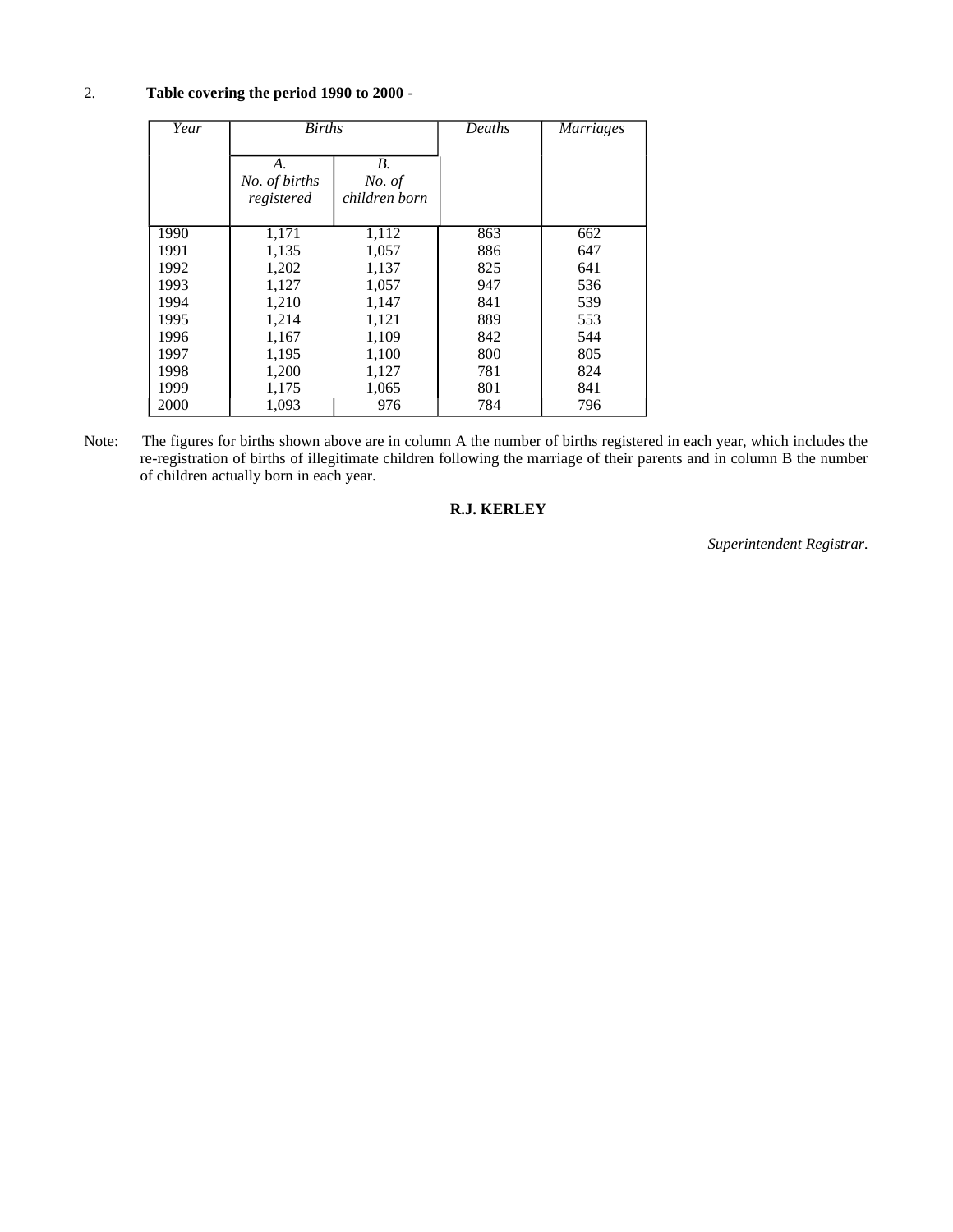2. **Table covering the period 1990 to 2000 -**

| *Year* | *Births* | | *Deaths* | *Marriages* |
|---|---|---|---|---|
| | *A.* *No. of births registered* | *B.* *No. of children born* | | |
| 1990 | 1,171 | 1,112 | 863 | 662 |
| 1991 | 1,135 | 1,057 | 886 | 647 |
| 1992 | 1,202 | 1,137 | 825 | 641 |
| 1993 | 1,127 | 1,057 | 947 | 536 |
| 1994 | 1,210 | 1,147 | 841 | 539 |
| 1995 | 1,214 | 1,121 | 889 | 553 |
| 1996 | 1,167 | 1,109 | 842 | 544 |
| 1997 | 1,195 | 1,100 | 800 | 805 |
| 1998 | 1,200 | 1,127 | 781 | 824 |
| 1999 | 1,175 | 1,065 | 801 | 841 |
| 2000 | 1,093 | 976 | 784 | 796 |

Note: The figures for births shown above are in column A the number of births registered in each year, which includes the re-registration of births of illegitimate children following the marriage of their parents and in column B the number of children actually born in each year.

**R.J. KERLEY**

*Superintendent Registrar.*